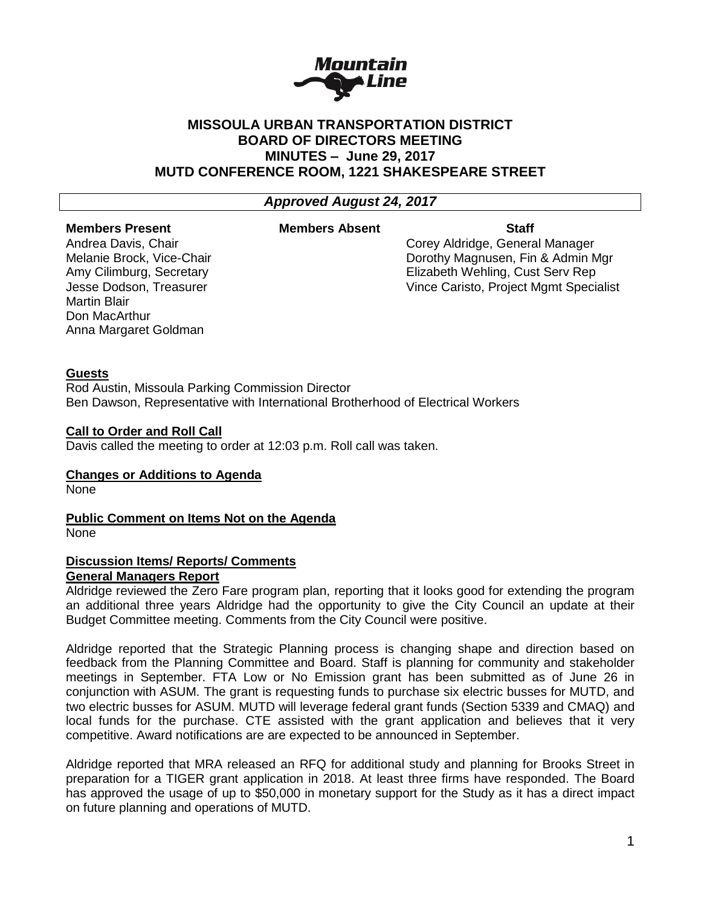# MISSOULA URBAN TRANSPORTATION DISTRICT
# BOARD OF DIRECTORS MEETING
# MINUTES – June 29, 2017
# MUTD CONFERENCE ROOM, 1221 SHAKESPEARE STREET

***Approved August 24, 2017***

| Members Present | Members Absent | Staff |
|---|---|---|
| Andrea Davis, Chair | | Corey Aldridge, General Manager |
| Melanie Brock, Vice-Chair | | Dorothy Magnusen, Fin & Admin Mgr |
| Amy Cilimburg, Secretary | | Elizabeth Wehling, Cust Serv Rep |
| Jesse Dodson, Treasurer | | Vince Caristo, Project Mgmt Specialist |
| Martin Blair | | |
| Don MacArthur | | |
| Anna Margaret Goldman | | |

**Guests**

Rod Austin, Missoula Parking Commission Director
Ben Dawson, Representative with International Brotherhood of Electrical Workers

**Call to Order and Roll Call**

Davis called the meeting to order at 12:03 p.m. Roll call was taken.

**Changes or Additions to Agenda**

None

**Public Comment on Items Not on the Agenda**

None

**Discussion Items/ Reports/ Comments**

**General Managers Report**

Aldridge reviewed the Zero Fare program plan, reporting that it looks good for extending the program an additional three years Aldridge had the opportunity to give the City Council an update at their Budget Committee meeting. Comments from the City Council were positive.

Aldridge reported that the Strategic Planning process is changing shape and direction based on feedback from the Planning Committee and Board. Staff is planning for community and stakeholder meetings in September. FTA Low or No Emission grant has been submitted as of June 26 in conjunction with ASUM. The grant is requesting funds to purchase six electric busses for MUTD, and two electric busses for ASUM. MUTD will leverage federal grant funds (Section 5339 and CMAQ) and local funds for the purchase. CTE assisted with the grant application and believes that it very competitive. Award notifications are are expected to be announced in September.

Aldridge reported that MRA released an RFQ for additional study and planning for Brooks Street in preparation for a TIGER grant application in 2018. At least three firms have responded. The Board has approved the usage of up to $50,000 in monetary support for the Study as it has a direct impact on future planning and operations of MUTD.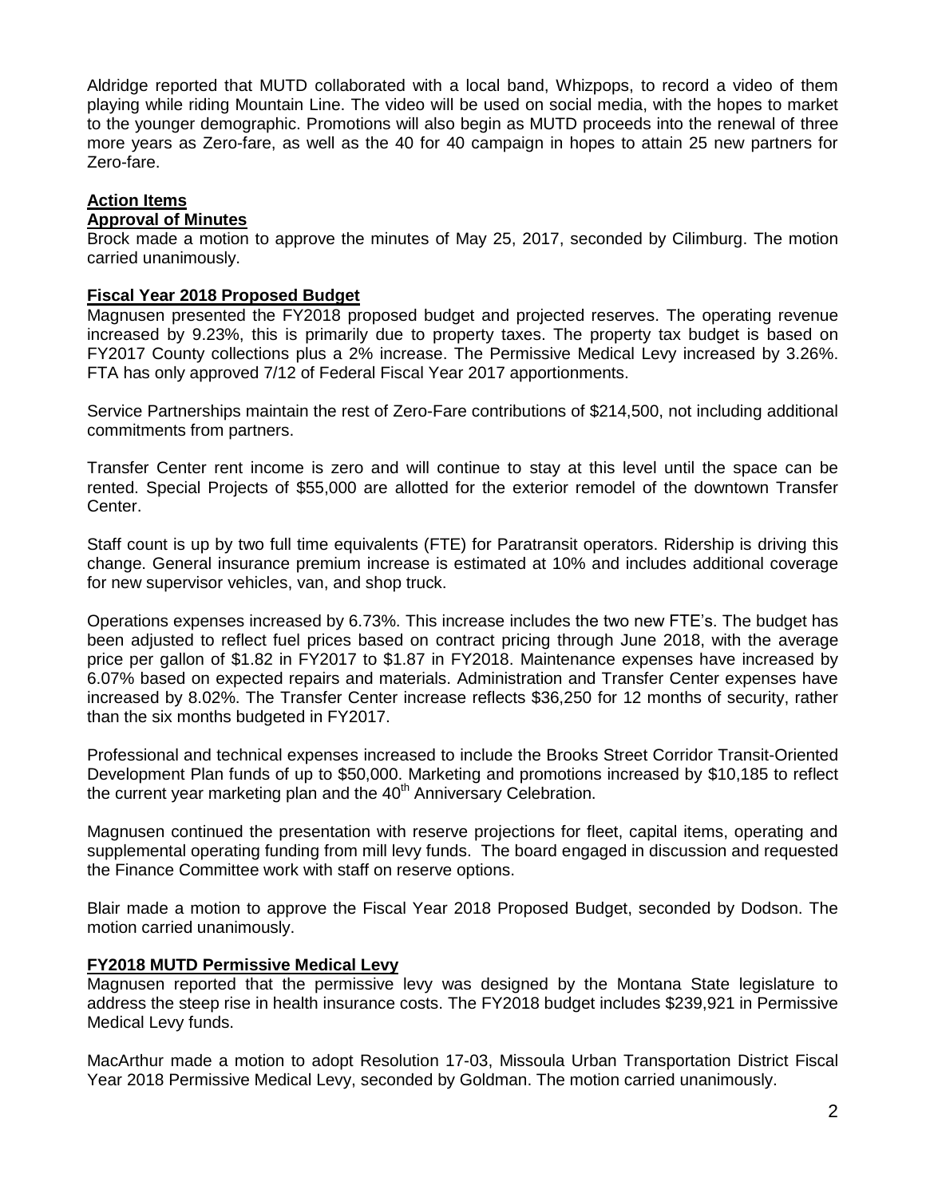Aldridge reported that MUTD collaborated with a local band, Whizpops, to record a video of them playing while riding Mountain Line. The video will be used on social media, with the hopes to market to the younger demographic. Promotions will also begin as MUTD proceeds into the renewal of three more years as Zero-fare, as well as the 40 for 40 campaign in hopes to attain 25 new partners for Zero-fare.

## Action Items

### Approval of Minutes

Brock made a motion to approve the minutes of May 25, 2017, seconded by Cilimburg. The motion carried unanimously.

### Fiscal Year 2018 Proposed Budget

Magnusen presented the FY2018 proposed budget and projected reserves. The operating revenue increased by 9.23%, this is primarily due to property taxes. The property tax budget is based on FY2017 County collections plus a 2% increase. The Permissive Medical Levy increased by 3.26%. FTA has only approved 7/12 of Federal Fiscal Year 2017 apportionments.

Service Partnerships maintain the rest of Zero-Fare contributions of $214,500, not including additional commitments from partners.

Transfer Center rent income is zero and will continue to stay at this level until the space can be rented. Special Projects of $55,000 are allotted for the exterior remodel of the downtown Transfer Center.

Staff count is up by two full time equivalents (FTE) for Paratransit operators. Ridership is driving this change. General insurance premium increase is estimated at 10% and includes additional coverage for new supervisor vehicles, van, and shop truck.

Operations expenses increased by 6.73%. This increase includes the two new FTE's. The budget has been adjusted to reflect fuel prices based on contract pricing through June 2018, with the average price per gallon of $1.82 in FY2017 to $1.87 in FY2018. Maintenance expenses have increased by 6.07% based on expected repairs and materials. Administration and Transfer Center expenses have increased by 8.02%. The Transfer Center increase reflects $36,250 for 12 months of security, rather than the six months budgeted in FY2017.

Professional and technical expenses increased to include the Brooks Street Corridor Transit-Oriented Development Plan funds of up to $50,000. Marketing and promotions increased by $10,185 to reflect the current year marketing plan and the 40th Anniversary Celebration.

Magnusen continued the presentation with reserve projections for fleet, capital items, operating and supplemental operating funding from mill levy funds. The board engaged in discussion and requested the Finance Committee work with staff on reserve options.

Blair made a motion to approve the Fiscal Year 2018 Proposed Budget, seconded by Dodson. The motion carried unanimously.

### FY2018 MUTD Permissive Medical Levy

Magnusen reported that the permissive levy was designed by the Montana State legislature to address the steep rise in health insurance costs. The FY2018 budget includes $239,921 in Permissive Medical Levy funds.

MacArthur made a motion to adopt Resolution 17-03, Missoula Urban Transportation District Fiscal Year 2018 Permissive Medical Levy, seconded by Goldman. The motion carried unanimously.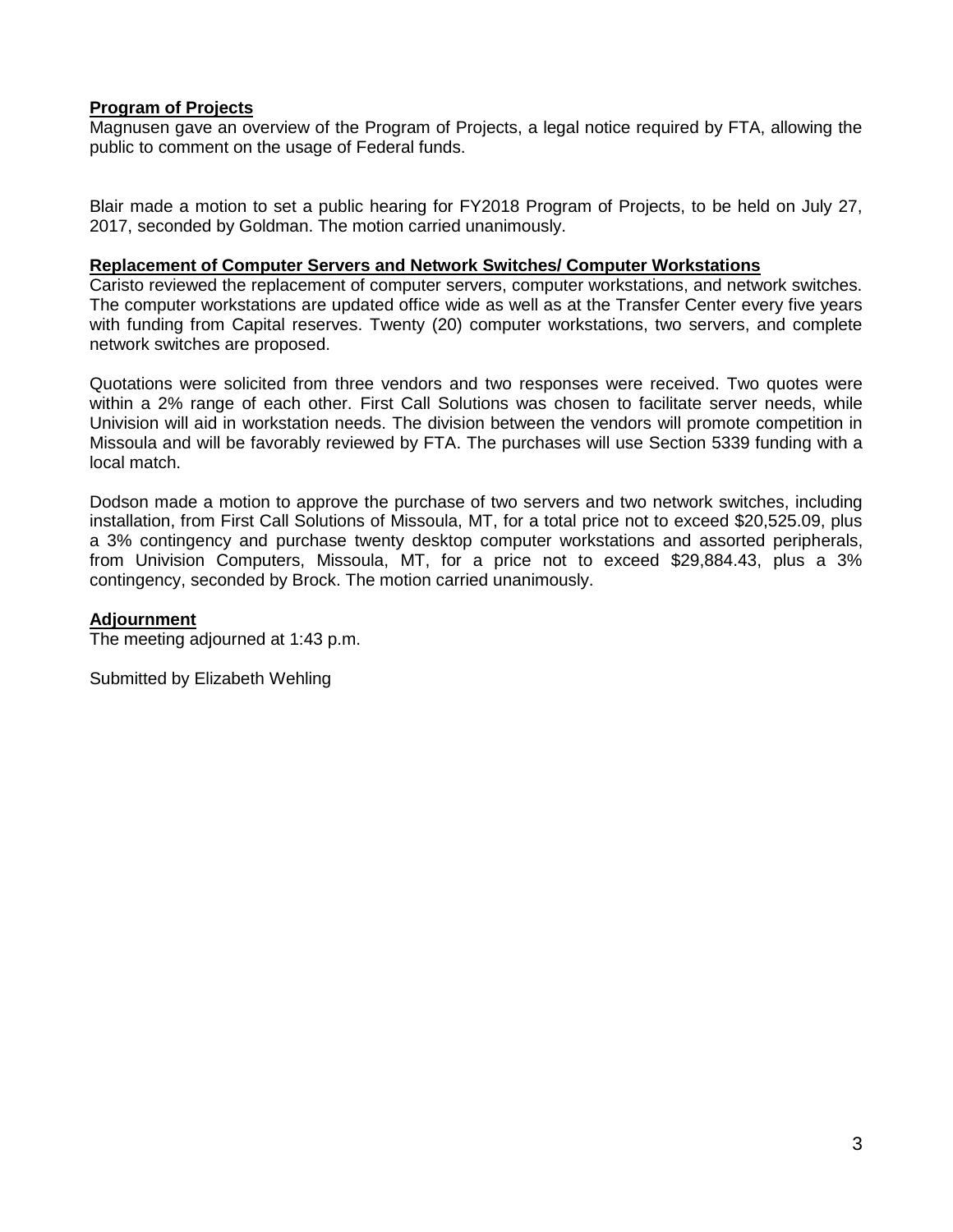**Program of Projects**

Magnusen gave an overview of the Program of Projects, a legal notice required by FTA, allowing the public to comment on the usage of Federal funds.

Blair made a motion to set a public hearing for FY2018 Program of Projects, to be held on July 27, 2017, seconded by Goldman. The motion carried unanimously.

**Replacement of Computer Servers and Network Switches/ Computer Workstations**

Caristo reviewed the replacement of computer servers, computer workstations, and network switches. The computer workstations are updated office wide as well as at the Transfer Center every five years with funding from Capital reserves. Twenty (20) computer workstations, two servers, and complete network switches are proposed.

Quotations were solicited from three vendors and two responses were received. Two quotes were within a 2% range of each other. First Call Solutions was chosen to facilitate server needs, while Univision will aid in workstation needs. The division between the vendors will promote competition in Missoula and will be favorably reviewed by FTA. The purchases will use Section 5339 funding with a local match.

Dodson made a motion to approve the purchase of two servers and two network switches, including installation, from First Call Solutions of Missoula, MT, for a total price not to exceed $20,525.09, plus a 3% contingency and purchase twenty desktop computer workstations and assorted peripherals, from Univision Computers, Missoula, MT, for a price not to exceed $29,884.43, plus a 3% contingency, seconded by Brock. The motion carried unanimously.

**Adjournment**

The meeting adjourned at 1:43 p.m.

Submitted by Elizabeth Wehling